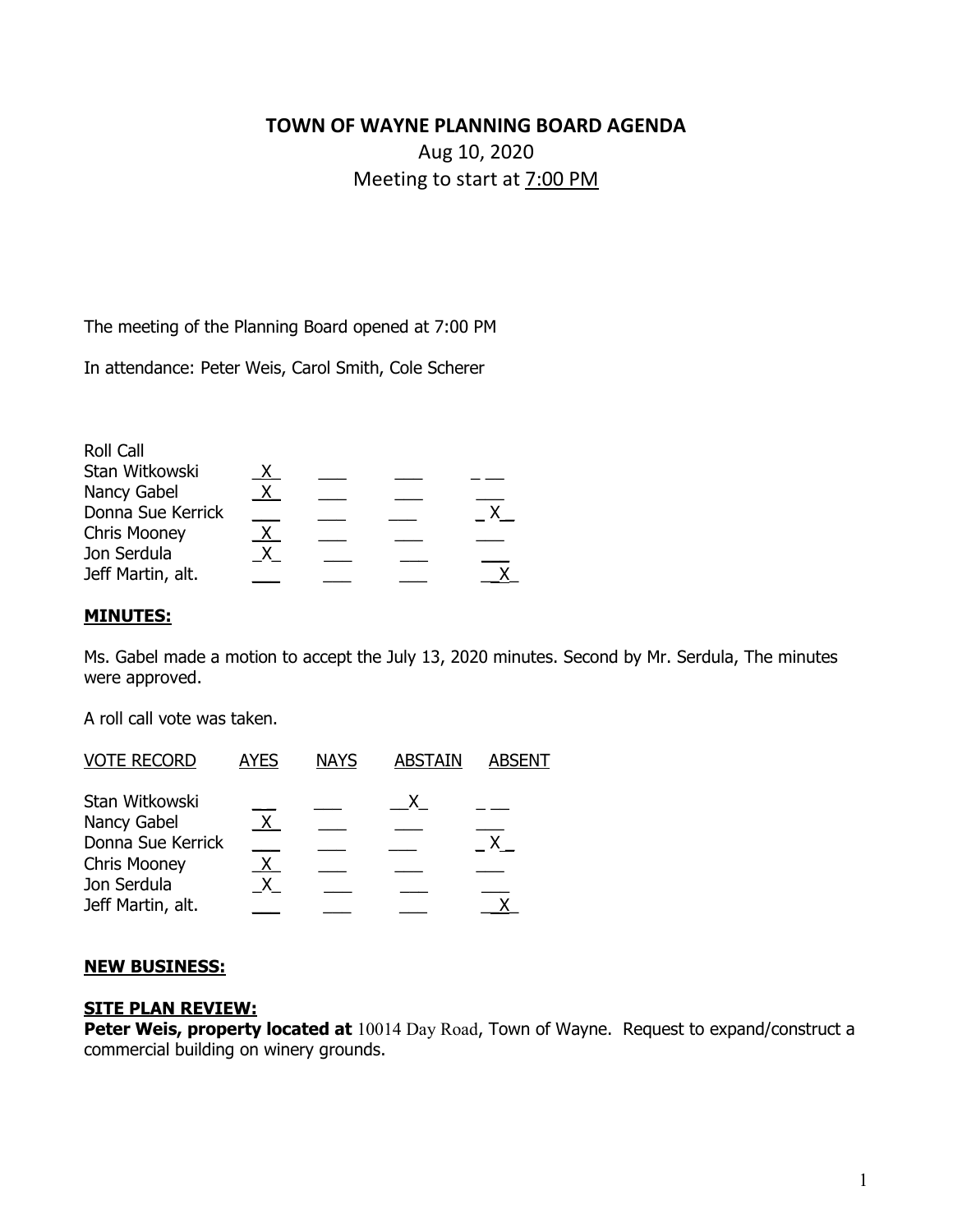# TOWN OF WAYNE PLANNING BOARD AGENDA

Aug 10, 2020

Meeting to start at 7:00 PM

The meeting of the Planning Board opened at 7:00 PM

In attendance: Peter Weis, Carol Smith, Cole Scherer

| Roll Call | | | | |
|---|---|---|---|---|
| Stan Witkowski | X | | | |
| Nancy Gabel | X | | | |
| Donna Sue Kerrick | | | | X |
| Chris Mooney | X | | | |
| Jon Serdula | X | | | |
| Jeff Martin, alt. | | | | X |

**MINUTES:**

Ms. Gabel made a motion to accept the July 13, 2020 minutes. Second by Mr. Serdula, The minutes were approved.

A roll call vote was taken.

| VOTE RECORD | AYES | NAYS | ABSTAIN | ABSENT |
|---|---|---|---|---|
| Stan Witkowski | | | X | |
| Nancy Gabel | X | | | |
| Donna Sue Kerrick | | | | X |
| Chris Mooney | X | | | |
| Jon Serdula | X | | | |
| Jeff Martin, alt. | | | | X |

**NEW BUSINESS:**

**SITE PLAN REVIEW:**

**Peter Weis, property located at** 10014 Day Road, Town of Wayne. Request to expand/construct a commercial building on winery grounds.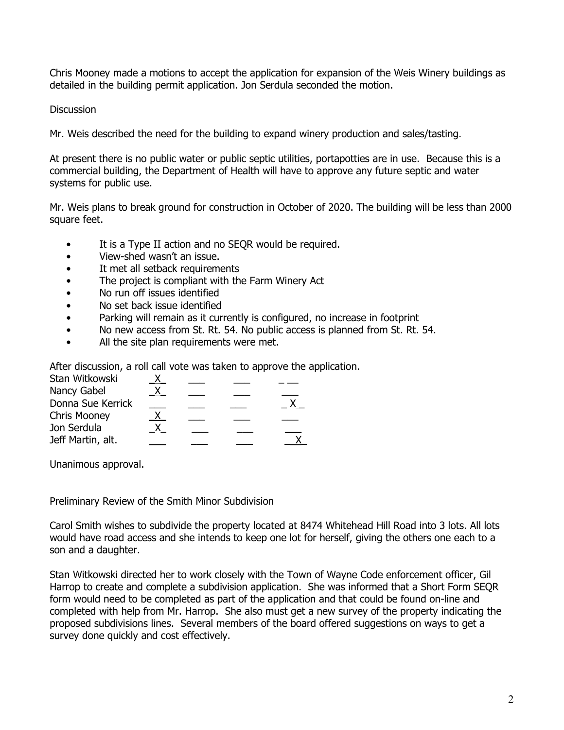Chris Mooney made a motions to accept the application for expansion of the Weis Winery buildings as detailed in the building permit application. Jon Serdula seconded the motion.

Discussion

Mr. Weis described the need for the building to expand winery production and sales/tasting.

At present there is no public water or public septic utilities, portapotties are in use. Because this is a commercial building, the Department of Health will have to approve any future septic and water systems for public use.

Mr. Weis plans to break ground for construction in October of 2020. The building will be less than 2000 square feet.

- It is a Type II action and no SEQR would be required.
- View-shed wasn't an issue.
- It met all setback requirements
- The project is compliant with the Farm Winery Act
- No run off issues identified
- No set back issue identified
- Parking will remain as it currently is configured, no increase in footprint
- No new access from St. Rt. 54. No public access is planned from St. Rt. 54.
- All the site plan requirements were met.

After discussion, a roll call vote was taken to approve the application.

| | | | | |
|---|---|---|---|---|
| Stan Witkowski | X | | | |
| Nancy Gabel | X | | | |
| Donna Sue Kerrick | | | | X |
| Chris Mooney | X | | | |
| Jon Serdula | X | | | |
| Jeff Martin, alt. | | | | X |

Unanimous approval.

Preliminary Review of the Smith Minor Subdivision

Carol Smith wishes to subdivide the property located at 8474 Whitehead Hill Road into 3 lots. All lots would have road access and she intends to keep one lot for herself, giving the others one each to a son and a daughter.

Stan Witkowski directed her to work closely with the Town of Wayne Code enforcement officer, Gil Harrop to create and complete a subdivision application. She was informed that a Short Form SEQR form would need to be completed as part of the application and that could be found on-line and completed with help from Mr. Harrop. She also must get a new survey of the property indicating the proposed subdivisions lines. Several members of the board offered suggestions on ways to get a survey done quickly and cost effectively.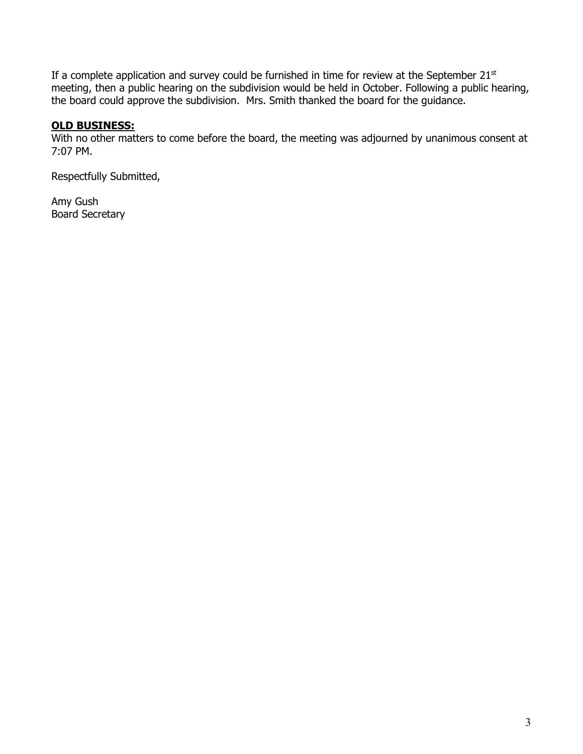If a complete application and survey could be furnished in time for review at the September 21st meeting, then a public hearing on the subdivision would be held in October. Following a public hearing, the board could approve the subdivision. Mrs. Smith thanked the board for the guidance.

**OLD BUSINESS:**

With no other matters to come before the board, the meeting was adjourned by unanimous consent at 7:07 PM.

Respectfully Submitted,

Amy Gush
Board Secretary